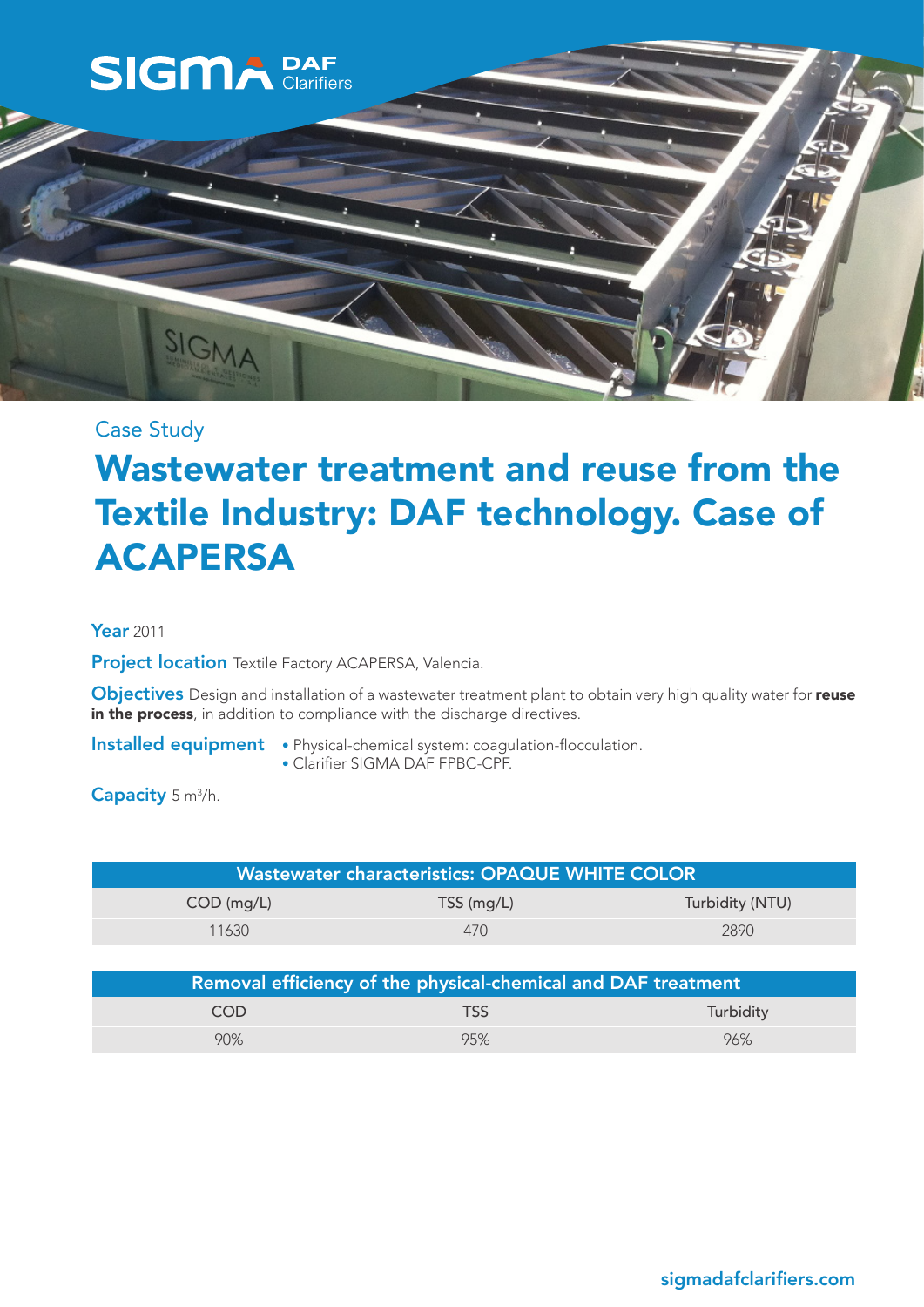SIGMA DAF Clarifiers

Case Study

# Wastewater treatment and reuse from the Textile Industry: DAF technology. Case of ACAPERSA

**Year** 2011

**Project location** Textile Factory ACAPERSA, Valencia.

**Objectives** Design and installation of a wastewater treatment plant to obtain very high quality water for **reuse in the process**, in addition to compliance with the discharge directives.

**Installed equipment**
- Physical-chemical system: coagulation-flocculation.
- Clarifier SIGMA DAF FPBC-CPF.

**Capacity** 5 $m^3/h$.

| Wastewater characteristics: OPAQUE WHITE COLOR | | |
|---|---|---|
| COD (mg/L) | TSS (mg/L) | Turbidity (NTU) |
| 11630 | 470 | 2890 |

| Removal efficiency of the physical-chemical and DAF treatment | | |
|---|---|---|
| COD | TSS | Turbidity |
| 90% | 95% | 96% |

sigmadafclarifiers.com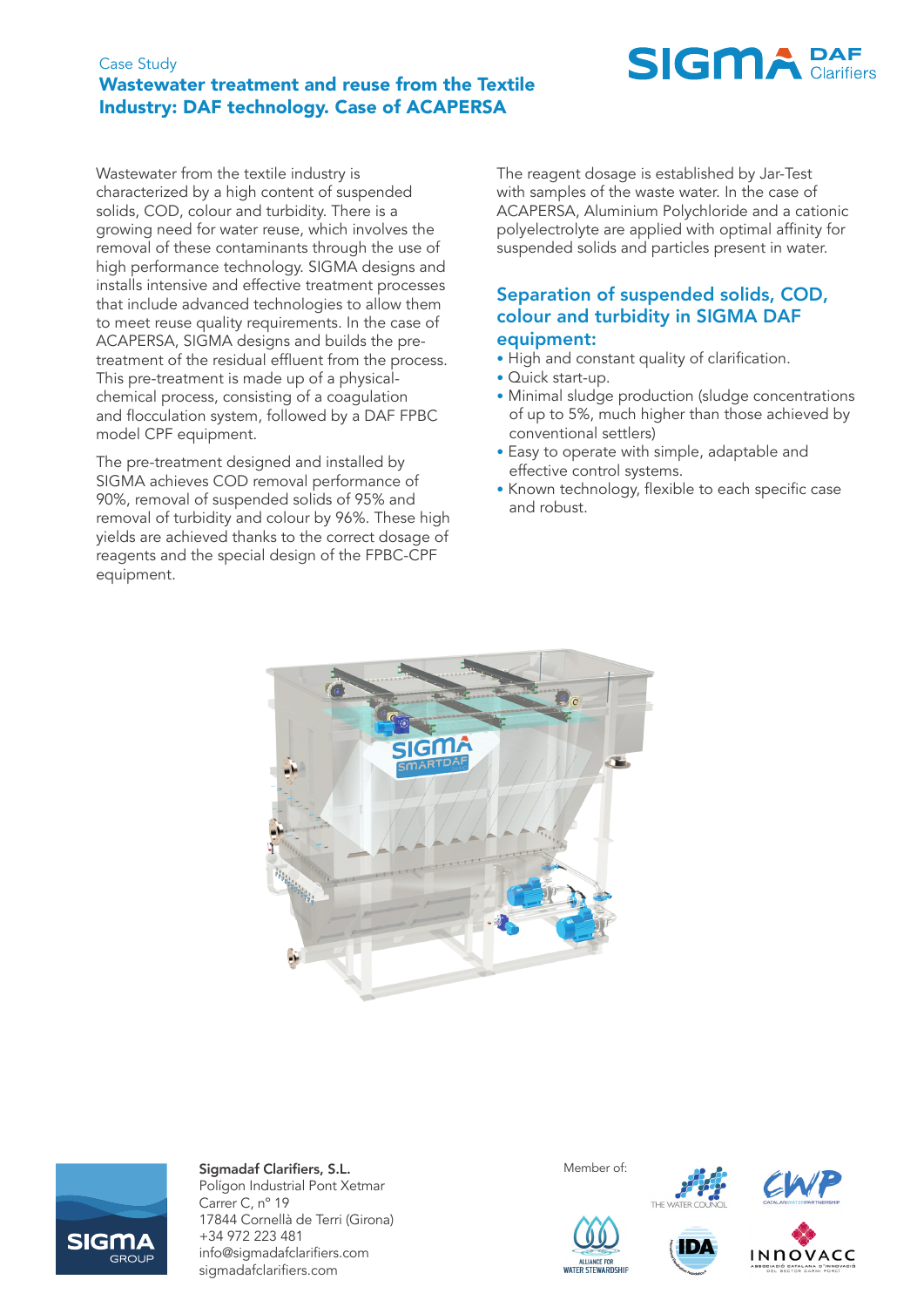Case Study

# Wastewater treatment and reuse from the Textile Industry: DAF technology. Case of ACAPERSA

Wastewater from the textile industry is characterized by a high content of suspended solids, COD, colour and turbidity. There is a growing need for water reuse, which involves the removal of these contaminants through the use of high performance technology. SIGMA designs and installs intensive and effective treatment processes that include advanced technologies to allow them to meet reuse quality requirements. In the case of ACAPERSA, SIGMA designs and builds the pre-treatment of the residual effluent from the process. This pre-treatment is made up of a physical-chemical process, consisting of a coagulation and flocculation system, followed by a DAF FPBC model CPF equipment.

The pre-treatment designed and installed by SIGMA achieves COD removal performance of 90%, removal of suspended solids of 95% and removal of turbidity and colour by 96%. These high yields are achieved thanks to the correct dosage of reagents and the special design of the FPBC-CPF equipment.

The reagent dosage is established by Jar-Test with samples of the waste water. In the case of ACAPERSA, Aluminium Polychloride and a cationic polyelectrolyte are applied with optimal affinity for suspended solids and particles present in water.

## Separation of suspended solids, COD, colour and turbidity in SIGMA DAF equipment:

- High and constant quality of clarification.
- Quick start-up.
- Minimal sludge production (sludge concentrations of up to 5%, much higher than those achieved by conventional settlers)
- Easy to operate with simple, adaptable and effective control systems.
- Known technology, flexible to each specific case and robust.

**Sigmadaf Clarifiers, S.L.**
Polígon Industrial Pont Xetmar
Carrer C, nº 19
17844 Cornellà de Terri (Girona)
+34 972 223 481
info@sigmadafclarifiers.com
sigmadafclarifiers.com

Member of: